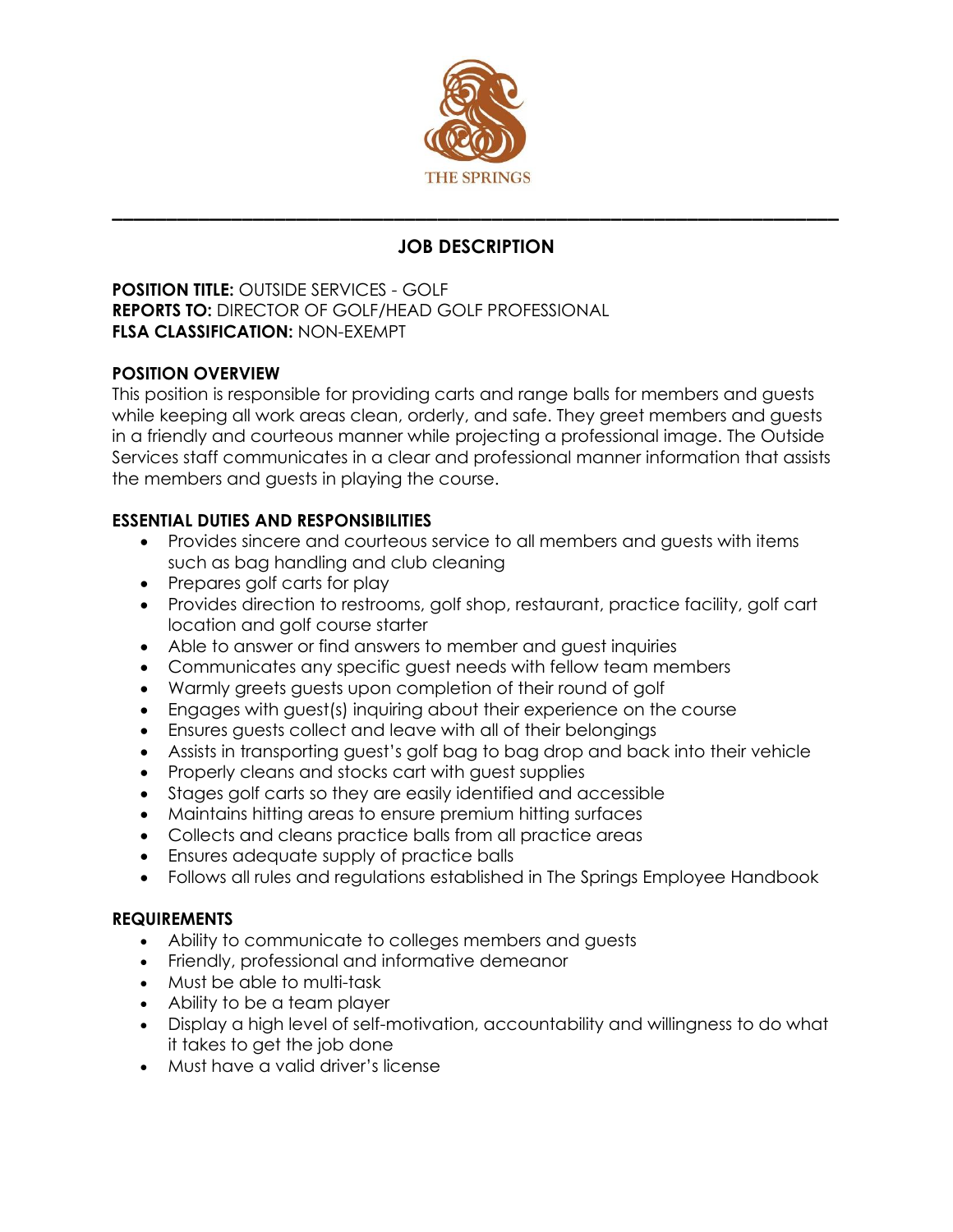THE SPRINGS

---

# JOB DESCRIPTION

**POSITION TITLE:** OUTSIDE SERVICES - GOLF
**REPORTS TO:** DIRECTOR OF GOLF/HEAD GOLF PROFESSIONAL
**FLSA CLASSIFICATION:** NON-EXEMPT

## POSITION OVERVIEW

This position is responsible for providing carts and range balls for members and guests while keeping all work areas clean, orderly, and safe. They greet members and guests in a friendly and courteous manner while projecting a professional image. The Outside Services staff communicates in a clear and professional manner information that assists the members and guests in playing the course.

## ESSENTIAL DUTIES AND RESPONSIBILITIES

- Provides sincere and courteous service to all members and guests with items such as bag handling and club cleaning
- Prepares golf carts for play
- Provides direction to restrooms, golf shop, restaurant, practice facility, golf cart location and golf course starter
- Able to answer or find answers to member and guest inquiries
- Communicates any specific guest needs with fellow team members
- Warmly greets guests upon completion of their round of golf
- Engages with guest(s) inquiring about their experience on the course
- Ensures guests collect and leave with all of their belongings
- Assists in transporting guest's golf bag to bag drop and back into their vehicle
- Properly cleans and stocks cart with guest supplies
- Stages golf carts so they are easily identified and accessible
- Maintains hitting areas to ensure premium hitting surfaces
- Collects and cleans practice balls from all practice areas
- Ensures adequate supply of practice balls
- Follows all rules and regulations established in The Springs Employee Handbook

## REQUIREMENTS

- Ability to communicate to colleges members and guests
- Friendly, professional and informative demeanor
- Must be able to multi-task
- Ability to be a team player
- Display a high level of self-motivation, accountability and willingness to do what it takes to get the job done
- Must have a valid driver's license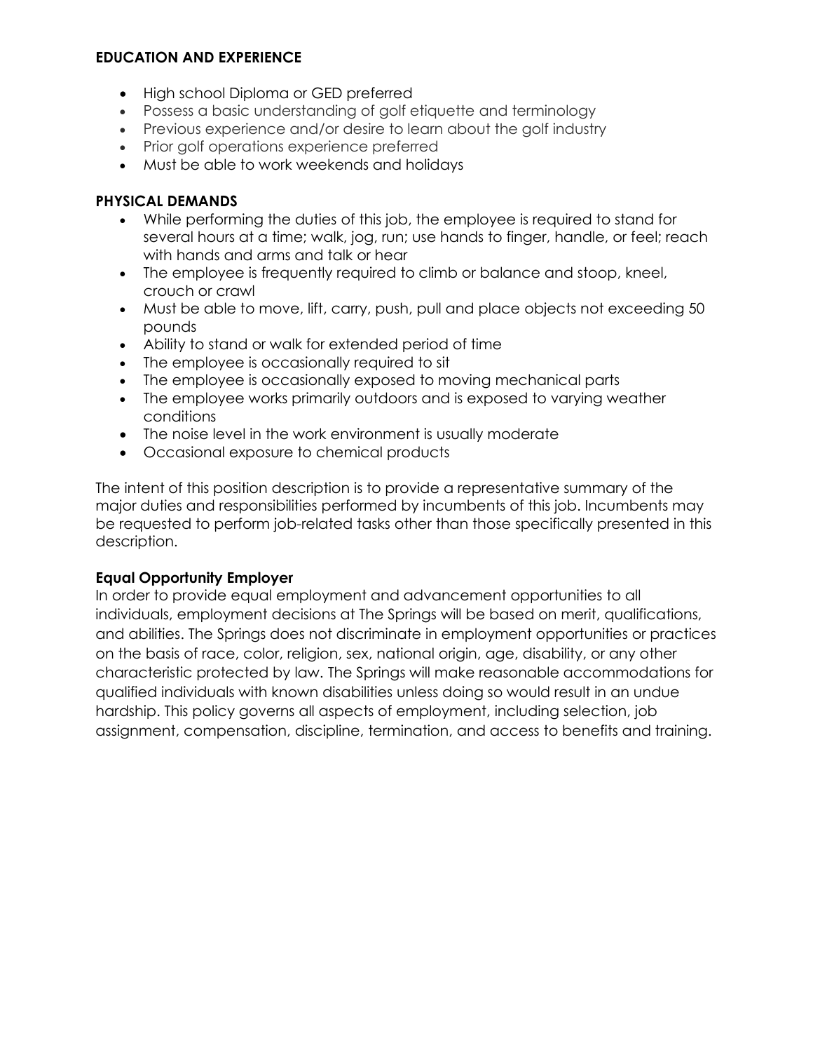## EDUCATION AND EXPERIENCE

- High school Diploma or GED preferred
- Possess a basic understanding of golf etiquette and terminology
- Previous experience and/or desire to learn about the golf industry
- Prior golf operations experience preferred
- Must be able to work weekends and holidays

## PHYSICAL DEMANDS

- While performing the duties of this job, the employee is required to stand for several hours at a time; walk, jog, run; use hands to finger, handle, or feel; reach with hands and arms and talk or hear
- The employee is frequently required to climb or balance and stoop, kneel, crouch or crawl
- Must be able to move, lift, carry, push, pull and place objects not exceeding 50 pounds
- Ability to stand or walk for extended period of time
- The employee is occasionally required to sit
- The employee is occasionally exposed to moving mechanical parts
- The employee works primarily outdoors and is exposed to varying weather conditions
- The noise level in the work environment is usually moderate
- Occasional exposure to chemical products

The intent of this position description is to provide a representative summary of the major duties and responsibilities performed by incumbents of this job. Incumbents may be requested to perform job-related tasks other than those specifically presented in this description.

**Equal Opportunity Employer**

In order to provide equal employment and advancement opportunities to all individuals, employment decisions at The Springs will be based on merit, qualifications, and abilities. The Springs does not discriminate in employment opportunities or practices on the basis of race, color, religion, sex, national origin, age, disability, or any other characteristic protected by law. The Springs will make reasonable accommodations for qualified individuals with known disabilities unless doing so would result in an undue hardship. This policy governs all aspects of employment, including selection, job assignment, compensation, discipline, termination, and access to benefits and training.